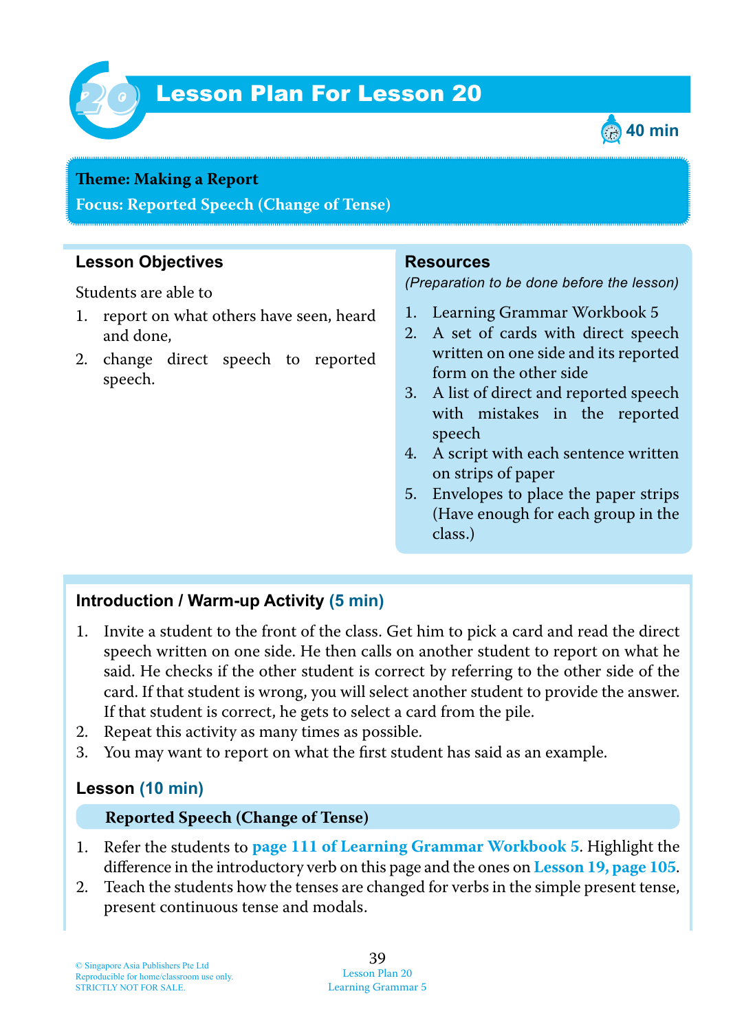# Lesson Plan For Lesson 20

40 min

**Theme: Making a Report**

**Focus: Reported Speech (Change of Tense)**

## Lesson Objectives

Students are able to

1. report on what others have seen, heard and done,
2. change direct speech to reported speech.

## Resources

*(Preparation to be done before the lesson)*

1. Learning Grammar Workbook 5
2. A set of cards with direct speech written on one side and its reported form on the other side
3. A list of direct and reported speech with mistakes in the reported speech
4. A script with each sentence written on strips of paper
5. Envelopes to place the paper strips (Have enough for each group in the class.)

## Introduction / Warm-up Activity (5 min)

1. Invite a student to the front of the class. Get him to pick a card and read the direct speech written on one side. He then calls on another student to report on what he said. He checks if the other student is correct by referring to the other side of the card. If that student is wrong, you will select another student to provide the answer. If that student is correct, he gets to select a card from the pile.
2. Repeat this activity as many times as possible.
3. You may want to report on what the first student has said as an example.

## Lesson (10 min)

**Reported Speech (Change of Tense)**

1. Refer the students to **page 111 of Learning Grammar Workbook 5**. Highlight the difference in the introductory verb on this page and the ones on **Lesson 19, page 105**.
2. Teach the students how the tenses are changed for verbs in the simple present tense, present continuous tense and modals.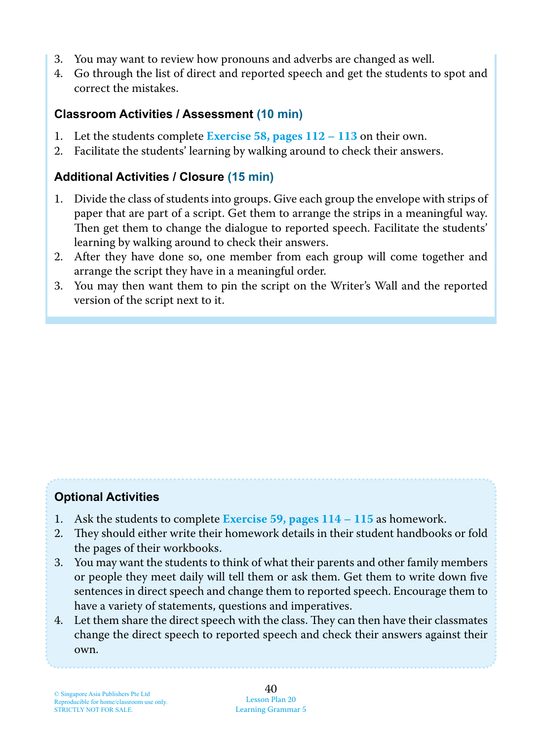3. You may want to review how pronouns and adverbs are changed as well.
4. Go through the list of direct and reported speech and get the students to spot and correct the mistakes.

### Classroom Activities / Assessment (10 min)

1. Let the students complete **Exercise 58, pages 112 – 113** on their own.
2. Facilitate the students' learning by walking around to check their answers.

### Additional Activities / Closure (15 min)

1. Divide the class of students into groups. Give each group the envelope with strips of paper that are part of a script. Get them to arrange the strips in a meaningful way. Then get them to change the dialogue to reported speech. Facilitate the students' learning by walking around to check their answers.
2. After they have done so, one member from each group will come together and arrange the script they have in a meaningful order.
3. You may then want them to pin the script on the Writer's Wall and the reported version of the script next to it.

### Optional Activities

1. Ask the students to complete **Exercise 59, pages 114 – 115** as homework.
2. They should either write their homework details in their student handbooks or fold the pages of their workbooks.
3. You may want the students to think of what their parents and other family members or people they meet daily will tell them or ask them. Get them to write down five sentences in direct speech and change them to reported speech. Encourage them to have a variety of statements, questions and imperatives.
4. Let them share the direct speech with the class. They can then have their classmates change the direct speech to reported speech and check their answers against their own.